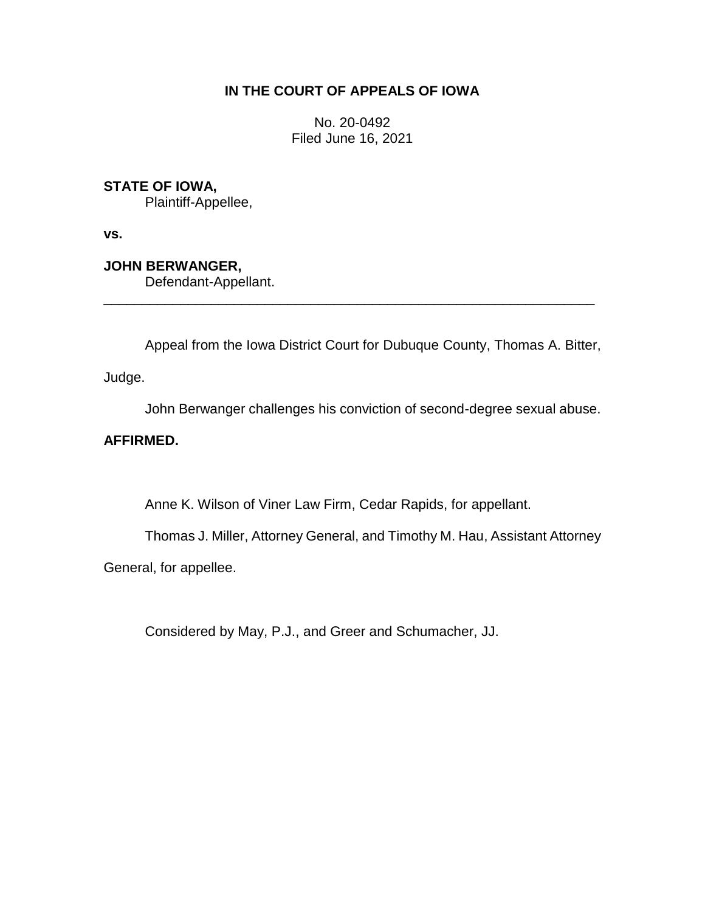**IN THE COURT OF APPEALS OF IOWA**

No. 20-0492
Filed June 16, 2021

**STATE OF IOWA,**
Plaintiff-Appellee,

**vs.**

**JOHN BERWANGER,**
Defendant-Appellant.

---

Appeal from the Iowa District Court for Dubuque County, Thomas A. Bitter, Judge.

John Berwanger challenges his conviction of second-degree sexual abuse.

**AFFIRMED.**

Anne K. Wilson of Viner Law Firm, Cedar Rapids, for appellant.

Thomas J. Miller, Attorney General, and Timothy M. Hau, Assistant Attorney General, for appellee.

Considered by May, P.J., and Greer and Schumacher, JJ.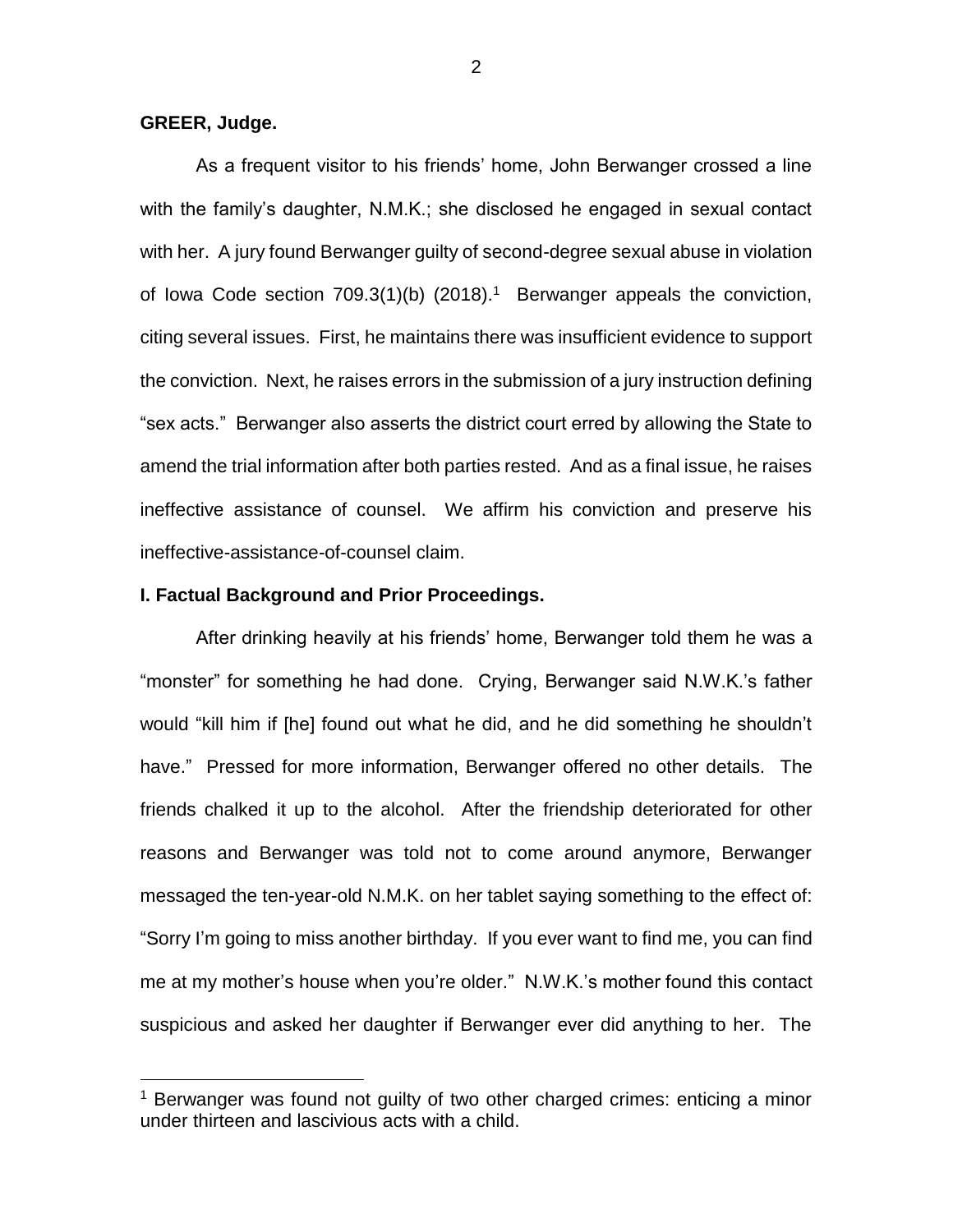**GREER, Judge.**

As a frequent visitor to his friends' home, John Berwanger crossed a line with the family's daughter, N.M.K.; she disclosed he engaged in sexual contact with her. A jury found Berwanger guilty of second-degree sexual abuse in violation of Iowa Code section 709.3(1)(b) (2018).[1] Berwanger appeals the conviction, citing several issues. First, he maintains there was insufficient evidence to support the conviction. Next, he raises errors in the submission of a jury instruction defining "sex acts." Berwanger also asserts the district court erred by allowing the State to amend the trial information after both parties rested. And as a final issue, he raises ineffective assistance of counsel. We affirm his conviction and preserve his ineffective-assistance-of-counsel claim.

**I. Factual Background and Prior Proceedings.**

After drinking heavily at his friends' home, Berwanger told them he was a "monster" for something he had done. Crying, Berwanger said N.W.K.'s father would "kill him if [he] found out what he did, and he did something he shouldn't have." Pressed for more information, Berwanger offered no other details. The friends chalked it up to the alcohol. After the friendship deteriorated for other reasons and Berwanger was told not to come around anymore, Berwanger messaged the ten-year-old N.M.K. on her tablet saying something to the effect of: "Sorry I'm going to miss another birthday. If you ever want to find me, you can find me at my mother's house when you're older." N.W.K.'s mother found this contact suspicious and asked her daughter if Berwanger ever did anything to her. The

[1] Berwanger was found not guilty of two other charged crimes: enticing a minor under thirteen and lascivious acts with a child.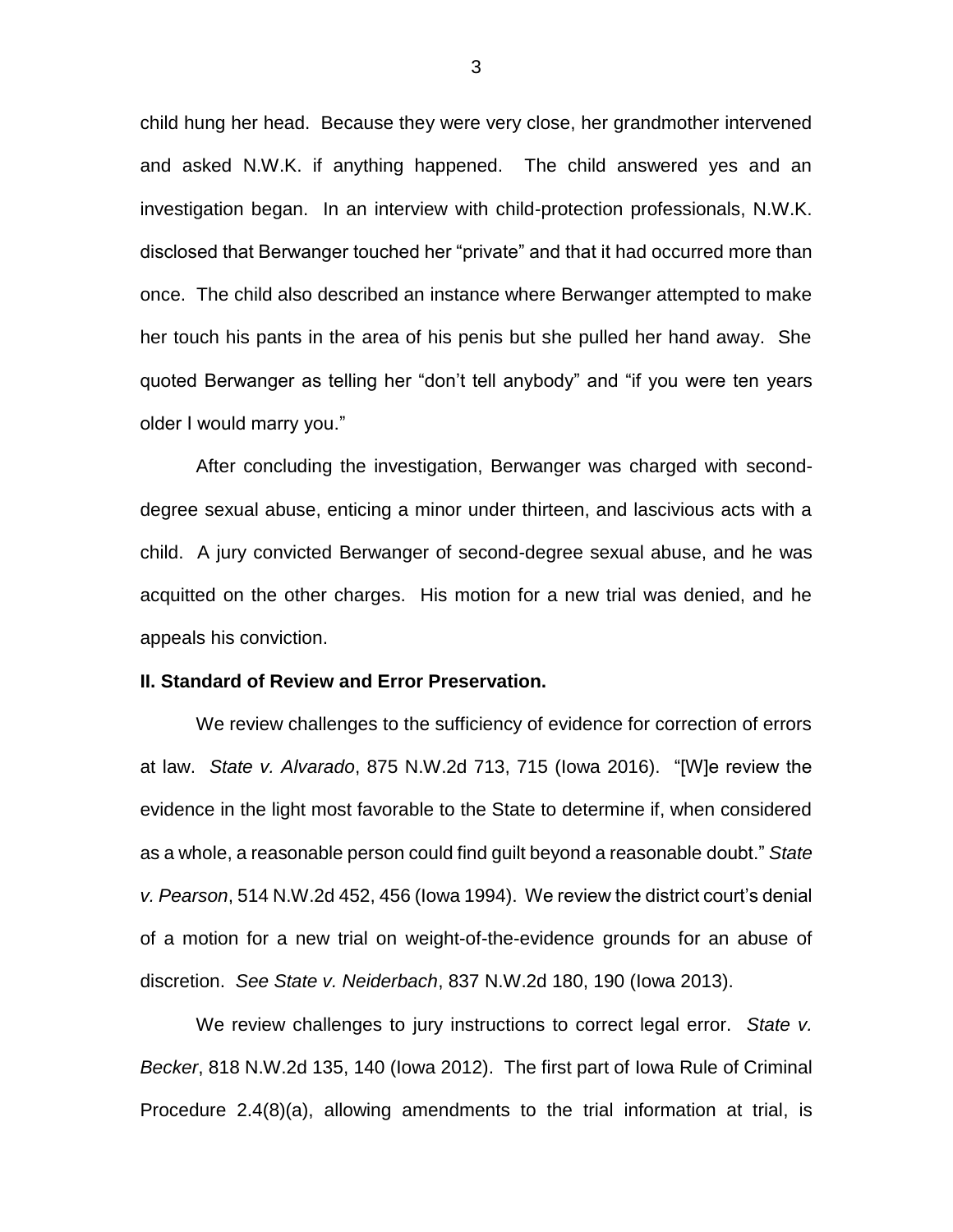child hung her head. Because they were very close, her grandmother intervened and asked N.W.K. if anything happened. The child answered yes and an investigation began. In an interview with child-protection professionals, N.W.K. disclosed that Berwanger touched her "private" and that it had occurred more than once. The child also described an instance where Berwanger attempted to make her touch his pants in the area of his penis but she pulled her hand away. She quoted Berwanger as telling her "don't tell anybody" and "if you were ten years older I would marry you."

After concluding the investigation, Berwanger was charged with second-degree sexual abuse, enticing a minor under thirteen, and lascivious acts with a child. A jury convicted Berwanger of second-degree sexual abuse, and he was acquitted on the other charges. His motion for a new trial was denied, and he appeals his conviction.

**II. Standard of Review and Error Preservation.**

We review challenges to the sufficiency of evidence for correction of errors at law. *State v. Alvarado*, 875 N.W.2d 713, 715 (Iowa 2016). "[W]e review the evidence in the light most favorable to the State to determine if, when considered as a whole, a reasonable person could find guilt beyond a reasonable doubt." *State v. Pearson*, 514 N.W.2d 452, 456 (Iowa 1994). We review the district court's denial of a motion for a new trial on weight-of-the-evidence grounds for an abuse of discretion. *See State v. Neiderbach*, 837 N.W.2d 180, 190 (Iowa 2013).

We review challenges to jury instructions to correct legal error. *State v. Becker*, 818 N.W.2d 135, 140 (Iowa 2012). The first part of Iowa Rule of Criminal Procedure 2.4(8)(a), allowing amendments to the trial information at trial, is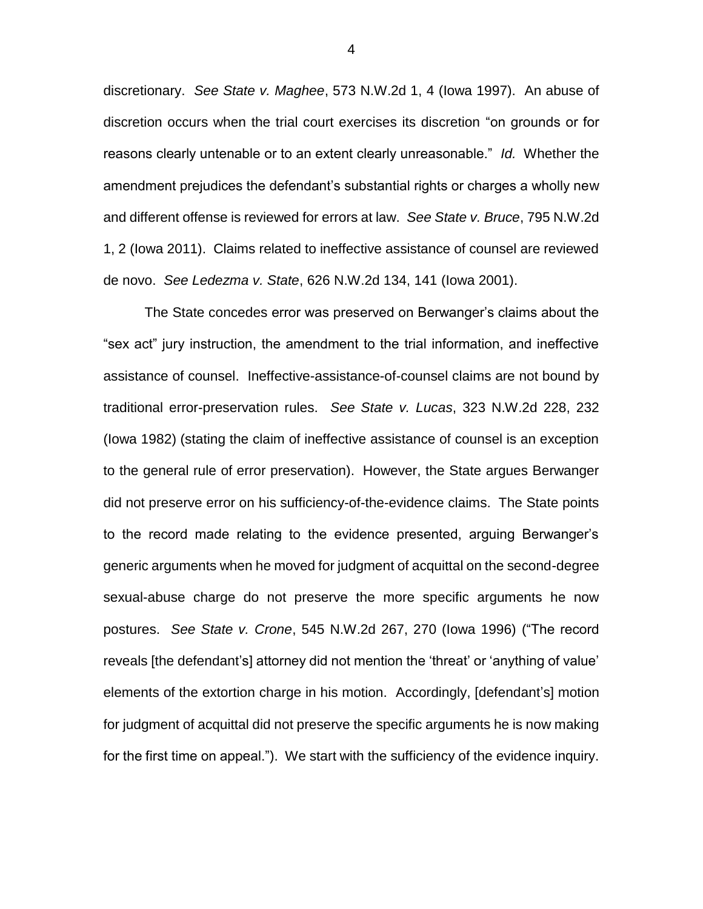discretionary. *See State v. Maghee*, 573 N.W.2d 1, 4 (Iowa 1997). An abuse of discretion occurs when the trial court exercises its discretion "on grounds or for reasons clearly untenable or to an extent clearly unreasonable." *Id.* Whether the amendment prejudices the defendant's substantial rights or charges a wholly new and different offense is reviewed for errors at law. *See State v. Bruce*, 795 N.W.2d 1, 2 (Iowa 2011). Claims related to ineffective assistance of counsel are reviewed de novo. *See Ledezma v. State*, 626 N.W.2d 134, 141 (Iowa 2001).

The State concedes error was preserved on Berwanger's claims about the "sex act" jury instruction, the amendment to the trial information, and ineffective assistance of counsel. Ineffective-assistance-of-counsel claims are not bound by traditional error-preservation rules. *See State v. Lucas*, 323 N.W.2d 228, 232 (Iowa 1982) (stating the claim of ineffective assistance of counsel is an exception to the general rule of error preservation). However, the State argues Berwanger did not preserve error on his sufficiency-of-the-evidence claims. The State points to the record made relating to the evidence presented, arguing Berwanger's generic arguments when he moved for judgment of acquittal on the second-degree sexual-abuse charge do not preserve the more specific arguments he now postures. *See State v. Crone*, 545 N.W.2d 267, 270 (Iowa 1996) ("The record reveals [the defendant's] attorney did not mention the 'threat' or 'anything of value' elements of the extortion charge in his motion. Accordingly, [defendant's] motion for judgment of acquittal did not preserve the specific arguments he is now making for the first time on appeal."). We start with the sufficiency of the evidence inquiry.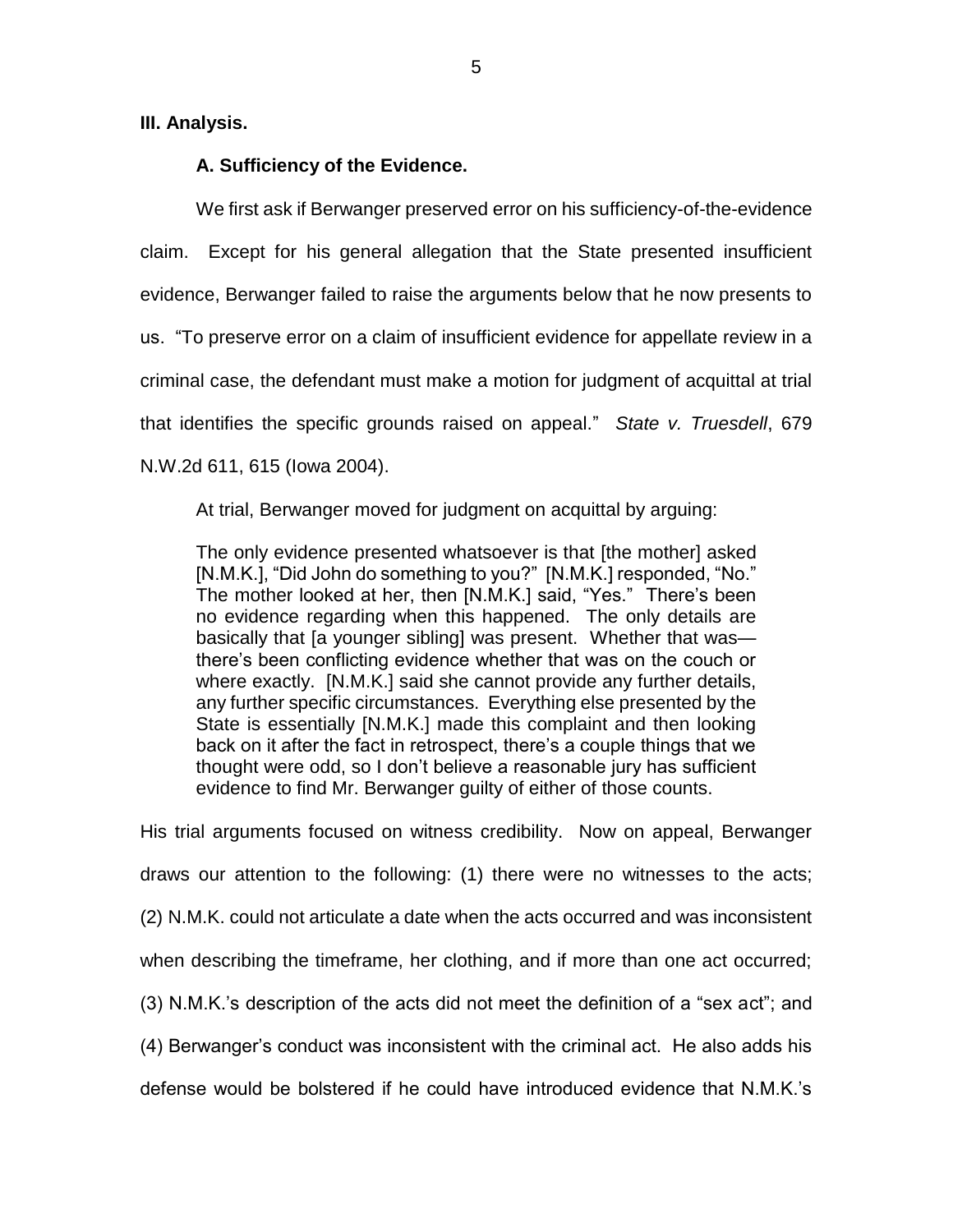## III. Analysis.

### A. Sufficiency of the Evidence.

We first ask if Berwanger preserved error on his sufficiency-of-the-evidence claim. Except for his general allegation that the State presented insufficient evidence, Berwanger failed to raise the arguments below that he now presents to us. "To preserve error on a claim of insufficient evidence for appellate review in a criminal case, the defendant must make a motion for judgment of acquittal at trial that identifies the specific grounds raised on appeal." *State v. Truesdell*, 679 N.W.2d 611, 615 (Iowa 2004).

At trial, Berwanger moved for judgment on acquittal by arguing:

> The only evidence presented whatsoever is that [the mother] asked [N.M.K.], "Did John do something to you?" [N.M.K.] responded, "No." The mother looked at her, then [N.M.K.] said, "Yes." There's been no evidence regarding when this happened. The only details are basically that [a younger sibling] was present. Whether that was—there's been conflicting evidence whether that was on the couch or where exactly. [N.M.K.] said she cannot provide any further details, any further specific circumstances. Everything else presented by the State is essentially [N.M.K.] made this complaint and then looking back on it after the fact in retrospect, there's a couple things that we thought were odd, so I don't believe a reasonable jury has sufficient evidence to find Mr. Berwanger guilty of either of those counts.

His trial arguments focused on witness credibility. Now on appeal, Berwanger draws our attention to the following: (1) there were no witnesses to the acts; (2) N.M.K. could not articulate a date when the acts occurred and was inconsistent when describing the timeframe, her clothing, and if more than one act occurred; (3) N.M.K.'s description of the acts did not meet the definition of a "sex act"; and (4) Berwanger's conduct was inconsistent with the criminal act. He also adds his defense would be bolstered if he could have introduced evidence that N.M.K.'s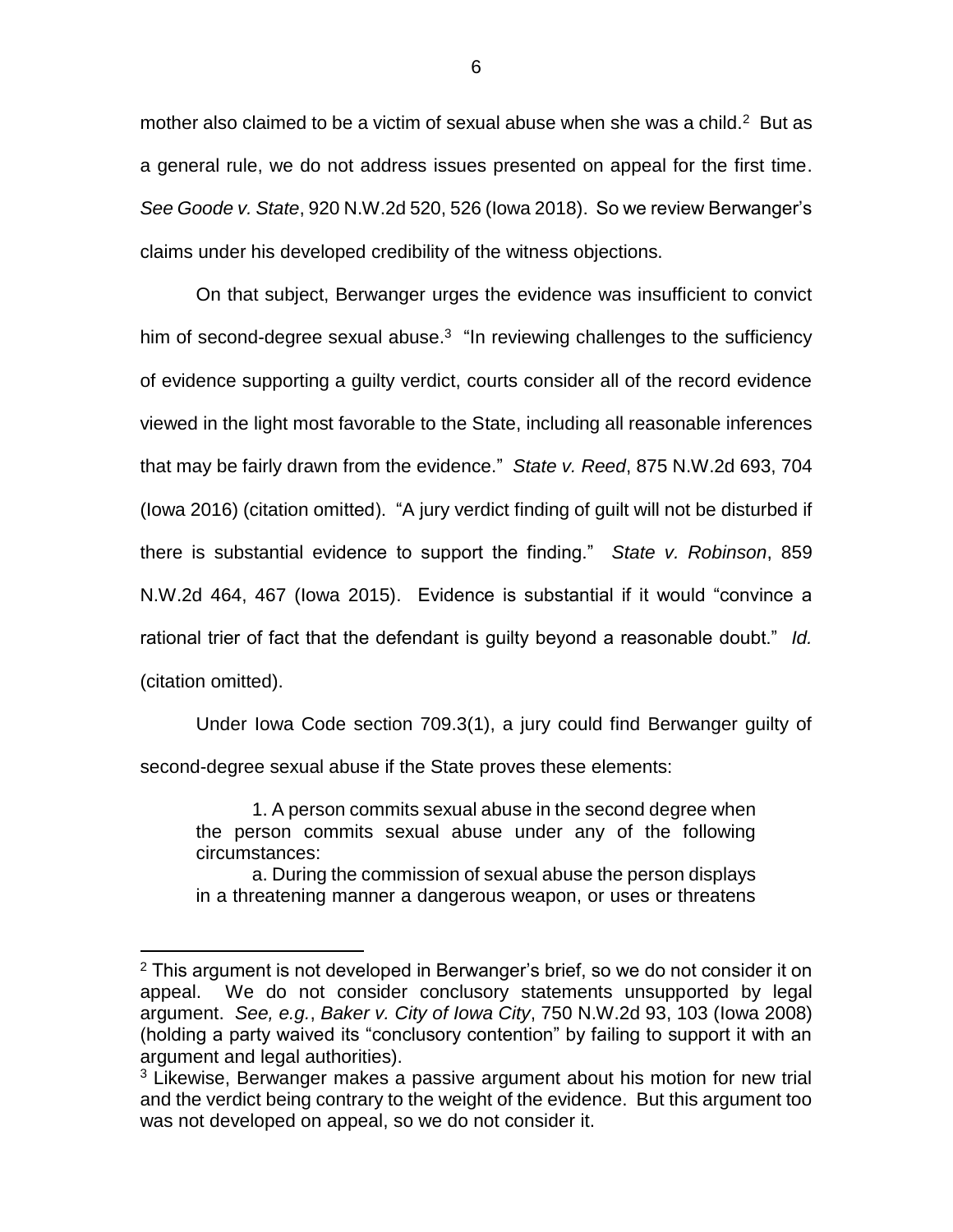mother also claimed to be a victim of sexual abuse when she was a child.[2] But as a general rule, we do not address issues presented on appeal for the first time. *See Goode v. State*, 920 N.W.2d 520, 526 (Iowa 2018). So we review Berwanger's claims under his developed credibility of the witness objections.

On that subject, Berwanger urges the evidence was insufficient to convict him of second-degree sexual abuse.[3] "In reviewing challenges to the sufficiency of evidence supporting a guilty verdict, courts consider all of the record evidence viewed in the light most favorable to the State, including all reasonable inferences that may be fairly drawn from the evidence." *State v. Reed*, 875 N.W.2d 693, 704 (Iowa 2016) (citation omitted). "A jury verdict finding of guilt will not be disturbed if there is substantial evidence to support the finding." *State v. Robinson*, 859 N.W.2d 464, 467 (Iowa 2015). Evidence is substantial if it would "convince a rational trier of fact that the defendant is guilty beyond a reasonable doubt." *Id.* (citation omitted).

Under Iowa Code section 709.3(1), a jury could find Berwanger guilty of second-degree sexual abuse if the State proves these elements:

> 1. A person commits sexual abuse in the second degree when the person commits sexual abuse under any of the following circumstances:
>
> a. During the commission of sexual abuse the person displays in a threatening manner a dangerous weapon, or uses or threatens

---

[2] This argument is not developed in Berwanger's brief, so we do not consider it on appeal. We do not consider conclusory statements unsupported by legal argument. *See, e.g.*, *Baker v. City of Iowa City*, 750 N.W.2d 93, 103 (Iowa 2008) (holding a party waived its "conclusory contention" by failing to support it with an argument and legal authorities).

[3] Likewise, Berwanger makes a passive argument about his motion for new trial and the verdict being contrary to the weight of the evidence. But this argument too was not developed on appeal, so we do not consider it.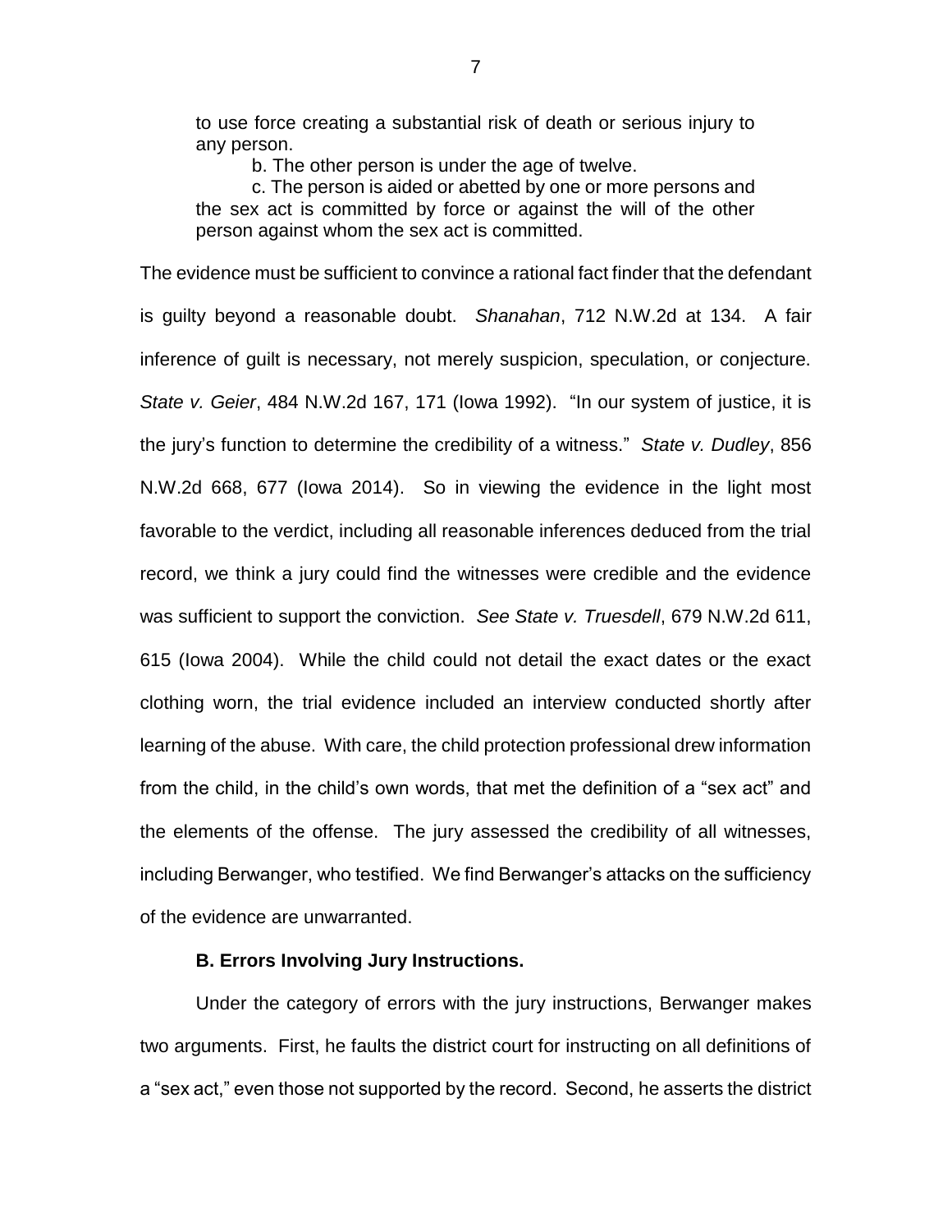to use force creating a substantial risk of death or serious injury to any person.

b. The other person is under the age of twelve.

c. The person is aided or abetted by one or more persons and the sex act is committed by force or against the will of the other person against whom the sex act is committed.

The evidence must be sufficient to convince a rational fact finder that the defendant is guilty beyond a reasonable doubt. *Shanahan*, 712 N.W.2d at 134. A fair inference of guilt is necessary, not merely suspicion, speculation, or conjecture. *State v. Geier*, 484 N.W.2d 167, 171 (Iowa 1992). "In our system of justice, it is the jury's function to determine the credibility of a witness." *State v. Dudley*, 856 N.W.2d 668, 677 (Iowa 2014). So in viewing the evidence in the light most favorable to the verdict, including all reasonable inferences deduced from the trial record, we think a jury could find the witnesses were credible and the evidence was sufficient to support the conviction. *See State v. Truesdell*, 679 N.W.2d 611, 615 (Iowa 2004). While the child could not detail the exact dates or the exact clothing worn, the trial evidence included an interview conducted shortly after learning of the abuse. With care, the child protection professional drew information from the child, in the child's own words, that met the definition of a "sex act" and the elements of the offense. The jury assessed the credibility of all witnesses, including Berwanger, who testified. We find Berwanger's attacks on the sufficiency of the evidence are unwarranted.

### B. Errors Involving Jury Instructions.

Under the category of errors with the jury instructions, Berwanger makes two arguments. First, he faults the district court for instructing on all definitions of a "sex act," even those not supported by the record. Second, he asserts the district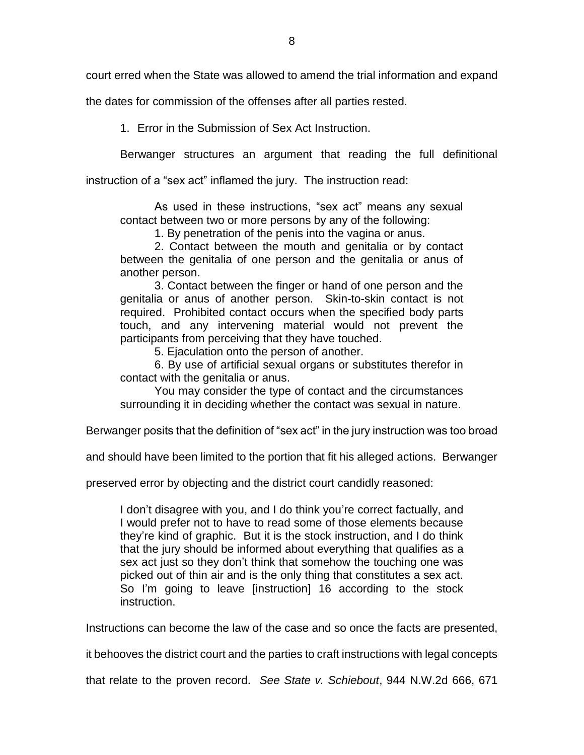court erred when the State was allowed to amend the trial information and expand the dates for commission of the offenses after all parties rested.

1. Error in the Submission of Sex Act Instruction.

Berwanger structures an argument that reading the full definitional instruction of a "sex act" inflamed the jury. The instruction read:

> As used in these instructions, "sex act" means any sexual contact between two or more persons by any of the following:
>
> 1. By penetration of the penis into the vagina or anus.
>
> 2. Contact between the mouth and genitalia or by contact between the genitalia of one person and the genitalia or anus of another person.
>
> 3. Contact between the finger or hand of one person and the genitalia or anus of another person. Skin-to-skin contact is not required. Prohibited contact occurs when the specified body parts touch, and any intervening material would not prevent the participants from perceiving that they have touched.
>
> 5. Ejaculation onto the person of another.
>
> 6. By use of artificial sexual organs or substitutes therefor in contact with the genitalia or anus.
>
> You may consider the type of contact and the circumstances surrounding it in deciding whether the contact was sexual in nature.

Berwanger posits that the definition of "sex act" in the jury instruction was too broad and should have been limited to the portion that fit his alleged actions. Berwanger preserved error by objecting and the district court candidly reasoned:

> I don't disagree with you, and I do think you're correct factually, and I would prefer not to have to read some of those elements because they're kind of graphic. But it is the stock instruction, and I do think that the jury should be informed about everything that qualifies as a sex act just so they don't think that somehow the touching one was picked out of thin air and is the only thing that constitutes a sex act. So I'm going to leave [instruction] 16 according to the stock instruction.

Instructions can become the law of the case and so once the facts are presented, it behooves the district court and the parties to craft instructions with legal concepts that relate to the proven record. *See State v. Schiebout*, 944 N.W.2d 666, 671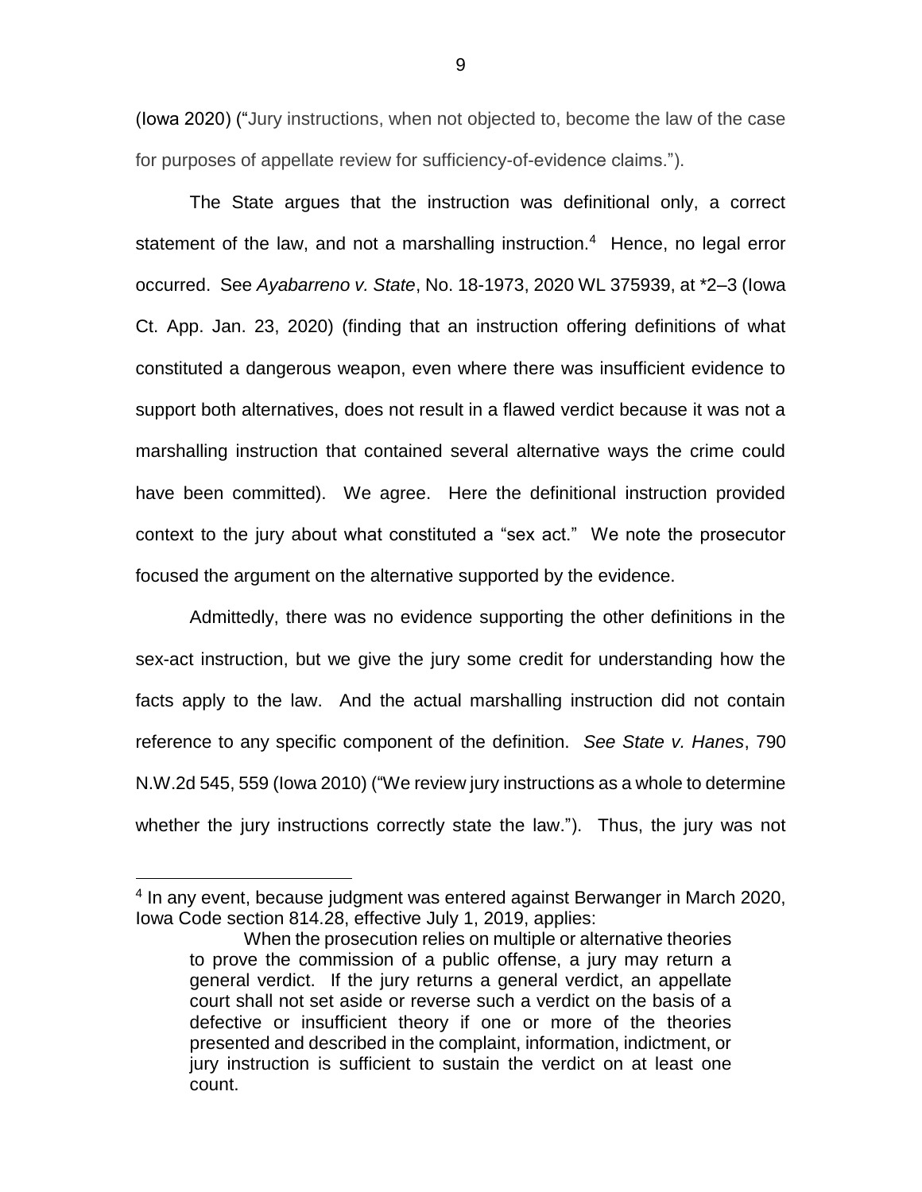(Iowa 2020) ("Jury instructions, when not objected to, become the law of the case for purposes of appellate review for sufficiency-of-evidence claims.").

The State argues that the instruction was definitional only, a correct statement of the law, and not a marshalling instruction.[4] Hence, no legal error occurred. See *Ayabarreno v. State*, No. 18-1973, 2020 WL 375939, at *2–3 (Iowa Ct. App. Jan. 23, 2020) (finding that an instruction offering definitions of what constituted a dangerous weapon, even where there was insufficient evidence to support both alternatives, does not result in a flawed verdict because it was not a marshalling instruction that contained several alternative ways the crime could have been committed). We agree. Here the definitional instruction provided context to the jury about what constituted a "sex act." We note the prosecutor focused the argument on the alternative supported by the evidence.

Admittedly, there was no evidence supporting the other definitions in the sex-act instruction, but we give the jury some credit for understanding how the facts apply to the law. And the actual marshalling instruction did not contain reference to any specific component of the definition. *See State v. Hanes*, 790 N.W.2d 545, 559 (Iowa 2010) ("We review jury instructions as a whole to determine whether the jury instructions correctly state the law."). Thus, the jury was not

---

[4] In any event, because judgment was entered against Berwanger in March 2020, Iowa Code section 814.28, effective July 1, 2019, applies:

> When the prosecution relies on multiple or alternative theories to prove the commission of a public offense, a jury may return a general verdict. If the jury returns a general verdict, an appellate court shall not set aside or reverse such a verdict on the basis of a defective or insufficient theory if one or more of the theories presented and described in the complaint, information, indictment, or jury instruction is sufficient to sustain the verdict on at least one count.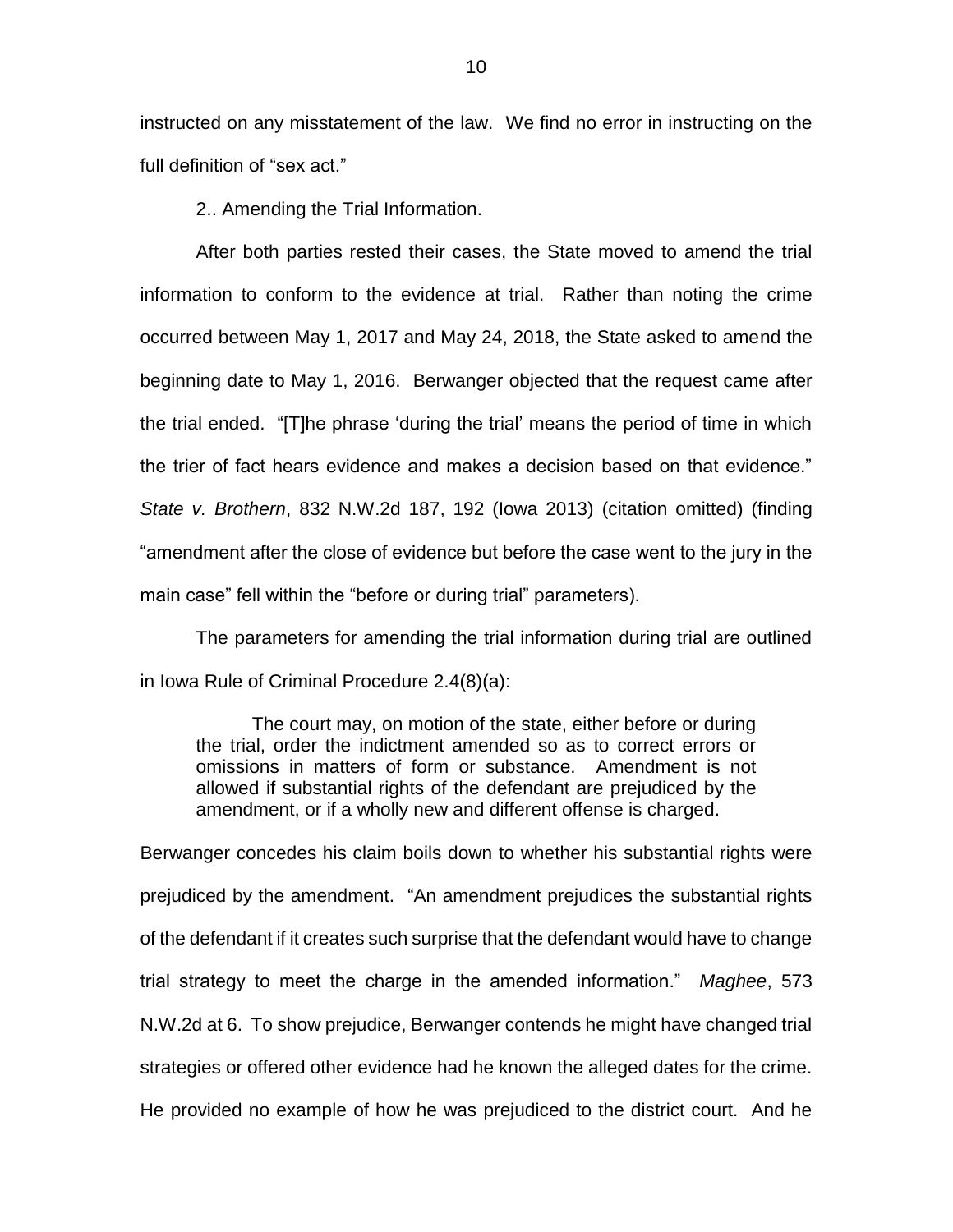instructed on any misstatement of the law. We find no error in instructing on the full definition of "sex act."

2.. Amending the Trial Information.

After both parties rested their cases, the State moved to amend the trial information to conform to the evidence at trial. Rather than noting the crime occurred between May 1, 2017 and May 24, 2018, the State asked to amend the beginning date to May 1, 2016. Berwanger objected that the request came after the trial ended. "[T]he phrase 'during the trial' means the period of time in which the trier of fact hears evidence and makes a decision based on that evidence." *State v. Brothern*, 832 N.W.2d 187, 192 (Iowa 2013) (citation omitted) (finding "amendment after the close of evidence but before the case went to the jury in the main case" fell within the "before or during trial" parameters).

The parameters for amending the trial information during trial are outlined in Iowa Rule of Criminal Procedure 2.4(8)(a):

> The court may, on motion of the state, either before or during the trial, order the indictment amended so as to correct errors or omissions in matters of form or substance. Amendment is not allowed if substantial rights of the defendant are prejudiced by the amendment, or if a wholly new and different offense is charged.

Berwanger concedes his claim boils down to whether his substantial rights were prejudiced by the amendment. "An amendment prejudices the substantial rights of the defendant if it creates such surprise that the defendant would have to change trial strategy to meet the charge in the amended information." *Maghee*, 573 N.W.2d at 6. To show prejudice, Berwanger contends he might have changed trial strategies or offered other evidence had he known the alleged dates for the crime. He provided no example of how he was prejudiced to the district court. And he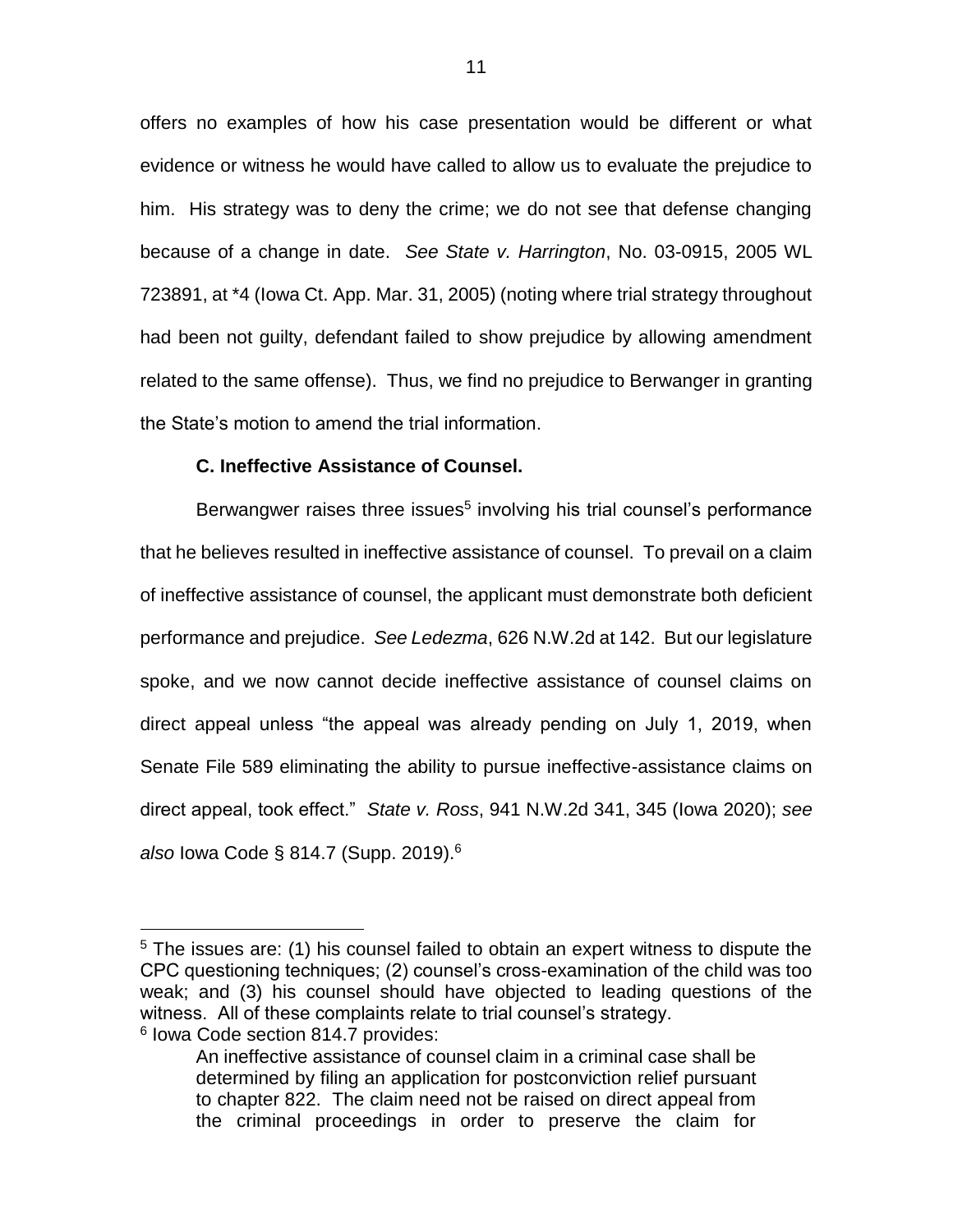offers no examples of how his case presentation would be different or what evidence or witness he would have called to allow us to evaluate the prejudice to him. His strategy was to deny the crime; we do not see that defense changing because of a change in date. *See State v. Harrington*, No. 03-0915, 2005 WL 723891, at *4 (Iowa Ct. App. Mar. 31, 2005) (noting where trial strategy throughout had been not guilty, defendant failed to show prejudice by allowing amendment related to the same offense). Thus, we find no prejudice to Berwanger in granting the State's motion to amend the trial information.

**C. Ineffective Assistance of Counsel.**

Berwangwer raises three issues[5] involving his trial counsel's performance that he believes resulted in ineffective assistance of counsel. To prevail on a claim of ineffective assistance of counsel, the applicant must demonstrate both deficient performance and prejudice. *See Ledezma*, 626 N.W.2d at 142. But our legislature spoke, and we now cannot decide ineffective assistance of counsel claims on direct appeal unless "the appeal was already pending on July 1, 2019, when Senate File 589 eliminating the ability to pursue ineffective-assistance claims on direct appeal, took effect." *State v. Ross*, 941 N.W.2d 341, 345 (Iowa 2020); *see also* Iowa Code § 814.7 (Supp. 2019).[6]

---

[5] The issues are: (1) his counsel failed to obtain an expert witness to dispute the CPC questioning techniques; (2) counsel's cross-examination of the child was too weak; and (3) his counsel should have objected to leading questions of the witness. All of these complaints relate to trial counsel's strategy.

[6] Iowa Code section 814.7 provides:

> An ineffective assistance of counsel claim in a criminal case shall be determined by filing an application for postconviction relief pursuant to chapter 822. The claim need not be raised on direct appeal from the criminal proceedings in order to preserve the claim for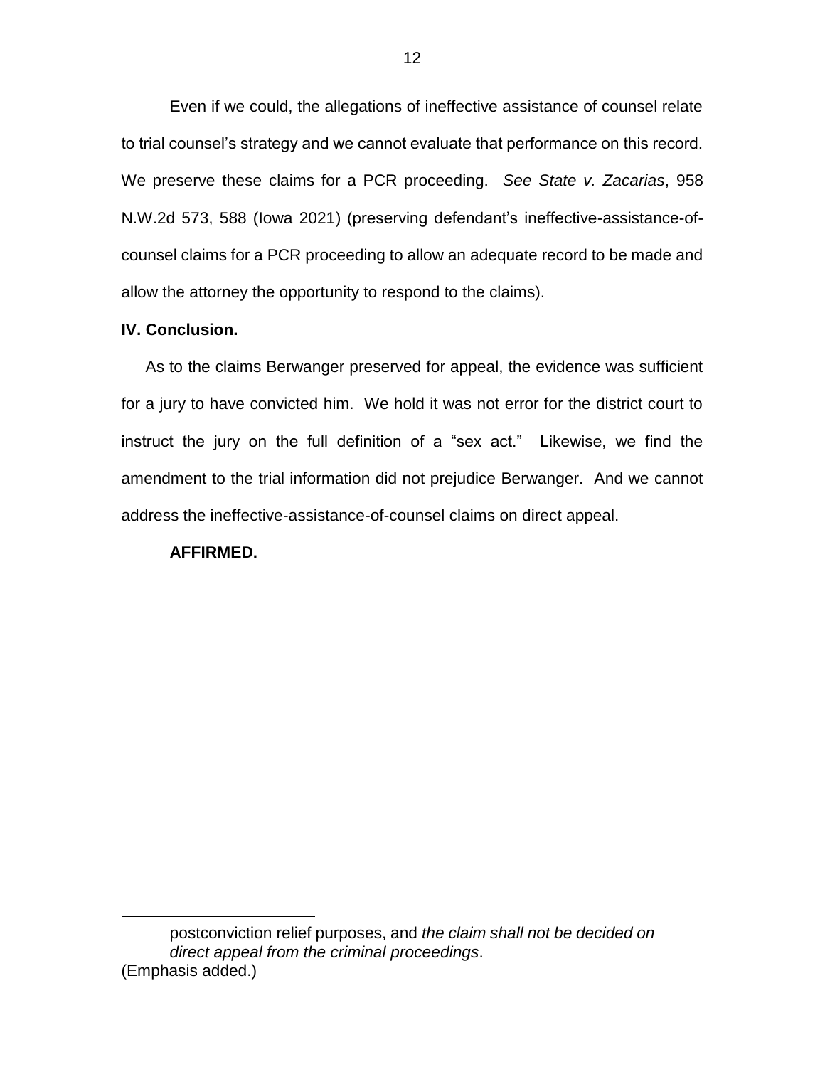Even if we could, the allegations of ineffective assistance of counsel relate to trial counsel's strategy and we cannot evaluate that performance on this record. We preserve these claims for a PCR proceeding. *See State v. Zacarias*, 958 N.W.2d 573, 588 (Iowa 2021) (preserving defendant's ineffective-assistance-of-counsel claims for a PCR proceeding to allow an adequate record to be made and allow the attorney the opportunity to respond to the claims).

**IV. Conclusion.**

As to the claims Berwanger preserved for appeal, the evidence was sufficient for a jury to have convicted him. We hold it was not error for the district court to instruct the jury on the full definition of a "sex act." Likewise, we find the amendment to the trial information did not prejudice Berwanger. And we cannot address the ineffective-assistance-of-counsel claims on direct appeal.

**AFFIRMED.**

---

> postconviction relief purposes, and *the claim shall not be decided on direct appeal from the criminal proceedings*.

(Emphasis added.)